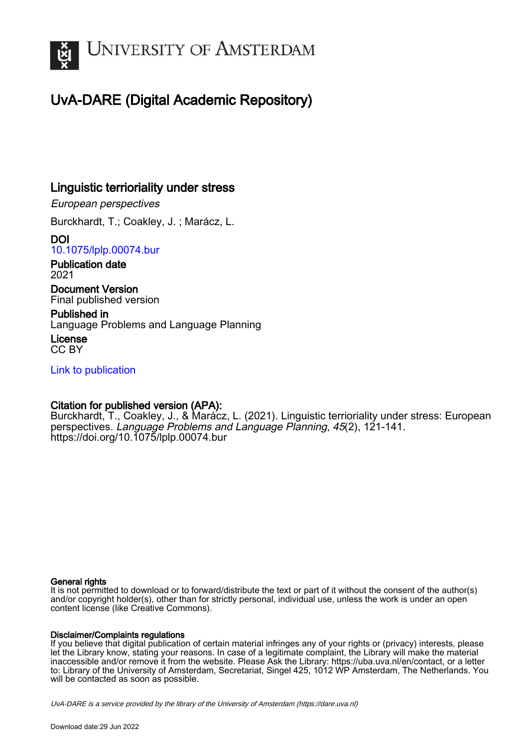# UNIVERSITY OF AMSTERDAM

## UvA-DARE (Digital Academic Repository)

### Linguistic terrioriality under stress

*European perspectives*

Burckhardt, T.; Coakley, J. ; Marácz, L.

**DOI**
10.1075/lplp.00074.bur

**Publication date**
2021

**Document Version**
Final published version

**Published in**
Language Problems and Language Planning

**License**
CC BY

Link to publication

**Citation for published version (APA):**
Burckhardt, T., Coakley, J., & Marácz, L. (2021). Linguistic terrioriality under stress: European perspectives. *Language Problems and Language Planning*, *45*(2), 121-141. https://doi.org/10.1075/lplp.00074.bur

**General rights**
It is not permitted to download or to forward/distribute the text or part of it without the consent of the author(s) and/or copyright holder(s), other than for strictly personal, individual use, unless the work is under an open content license (like Creative Commons).

**Disclaimer/Complaints regulations**
If you believe that digital publication of certain material infringes any of your rights or (privacy) interests, please let the Library know, stating your reasons. In case of a legitimate complaint, the Library will make the material inaccessible and/or remove it from the website. Please Ask the Library: https://uba.uva.nl/en/contact, or a letter to: Library of the University of Amsterdam, Secretariat, Singel 425, 1012 WP Amsterdam, The Netherlands. You will be contacted as soon as possible.

*UvA-DARE is a service provided by the library of the University of Amsterdam (https://dare.uva.nl)*

Download date:29 Jun 2022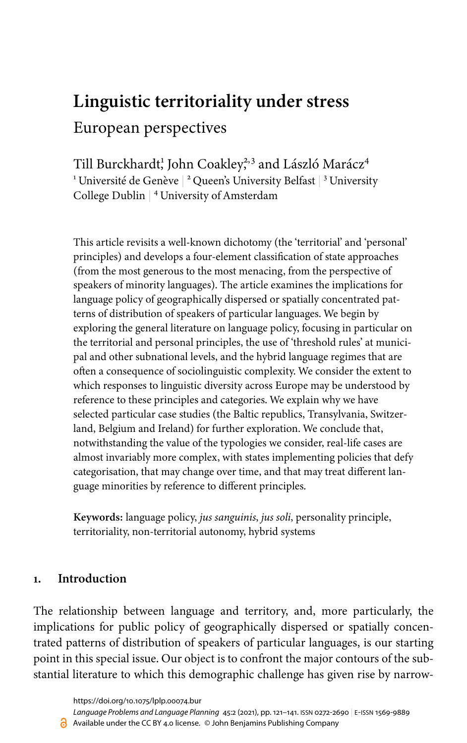# Linguistic territoriality under stress

## European perspectives

Till Burckhardt[1], John Coakley[2,3] and László Marácz[4]
[1] Université de Genève | [2] Queen's University Belfast | [3] University College Dublin | [4] University of Amsterdam

This article revisits a well-known dichotomy (the 'territorial' and 'personal' principles) and develops a four-element classification of state approaches (from the most generous to the most menacing, from the perspective of speakers of minority languages). The article examines the implications for language policy of geographically dispersed or spatially concentrated patterns of distribution of speakers of particular languages. We begin by exploring the general literature on language policy, focusing in particular on the territorial and personal principles, the use of 'threshold rules' at municipal and other subnational levels, and the hybrid language regimes that are often a consequence of sociolinguistic complexity. We consider the extent to which responses to linguistic diversity across Europe may be understood by reference to these principles and categories. We explain why we have selected particular case studies (the Baltic republics, Transylvania, Switzerland, Belgium and Ireland) for further exploration. We conclude that, notwithstanding the value of the typologies we consider, real-life cases are almost invariably more complex, with states implementing policies that defy categorisation, that may change over time, and that may treat different language minorities by reference to different principles.

**Keywords:** language policy, *jus sanguinis*, *jus soli*, personality principle, territoriality, non-territorial autonomy, hybrid systems

## 1. Introduction

The relationship between language and territory, and, more particularly, the implications for public policy of geographically dispersed or spatially concentrated patterns of distribution of speakers of particular languages, is our starting point in this special issue. Our object is to confront the major contours of the substantial literature to which this demographic challenge has given rise by narrow-

https://doi.org/10.1075/lplp.00074.bur

Available under the CC BY 4.0 license. © John Benjamins Publishing Company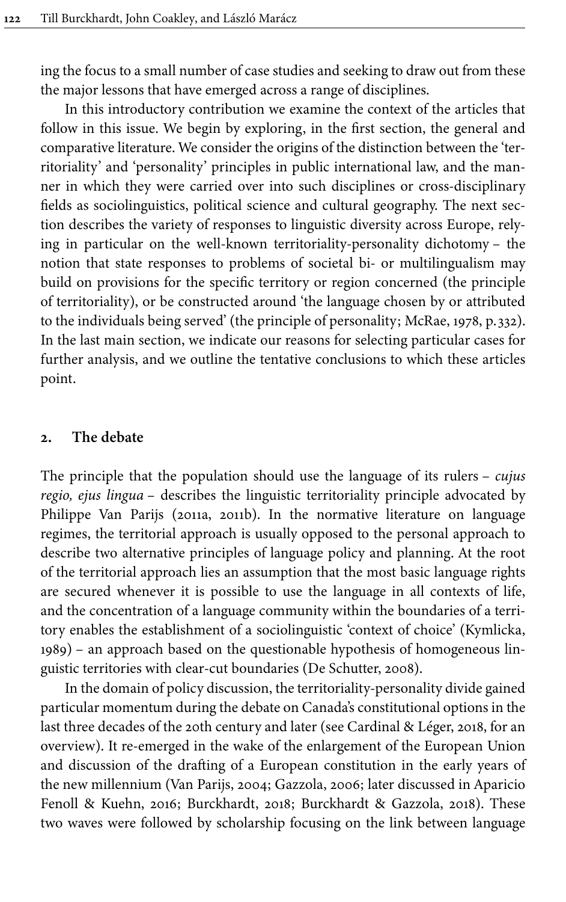ing the focus to a small number of case studies and seeking to draw out from these the major lessons that have emerged across a range of disciplines.

In this introductory contribution we examine the context of the articles that follow in this issue. We begin by exploring, in the first section, the general and comparative literature. We consider the origins of the distinction between the 'territoriality' and 'personality' principles in public international law, and the manner in which they were carried over into such disciplines or cross-disciplinary fields as sociolinguistics, political science and cultural geography. The next section describes the variety of responses to linguistic diversity across Europe, relying in particular on the well-known territoriality-personality dichotomy – the notion that state responses to problems of societal bi- or multilingualism may build on provisions for the specific territory or region concerned (the principle of territoriality), or be constructed around 'the language chosen by or attributed to the individuals being served' (the principle of personality; McRae, 1978, p. 332). In the last main section, we indicate our reasons for selecting particular cases for further analysis, and we outline the tentative conclusions to which these articles point.

## 2. The debate

The principle that the population should use the language of its rulers – *cujus regio, ejus lingua* – describes the linguistic territoriality principle advocated by Philippe Van Parijs (2011a, 2011b). In the normative literature on language regimes, the territorial approach is usually opposed to the personal approach to describe two alternative principles of language policy and planning. At the root of the territorial approach lies an assumption that the most basic language rights are secured whenever it is possible to use the language in all contexts of life, and the concentration of a language community within the boundaries of a territory enables the establishment of a sociolinguistic 'context of choice' (Kymlicka, 1989) – an approach based on the questionable hypothesis of homogeneous linguistic territories with clear-cut boundaries (De Schutter, 2008).

In the domain of policy discussion, the territoriality-personality divide gained particular momentum during the debate on Canada's constitutional options in the last three decades of the 20th century and later (see Cardinal & Léger, 2018, for an overview). It re-emerged in the wake of the enlargement of the European Union and discussion of the drafting of a European constitution in the early years of the new millennium (Van Parijs, 2004; Gazzola, 2006; later discussed in Aparicio Fenoll & Kuehn, 2016; Burckhardt, 2018; Burckhardt & Gazzola, 2018). These two waves were followed by scholarship focusing on the link between language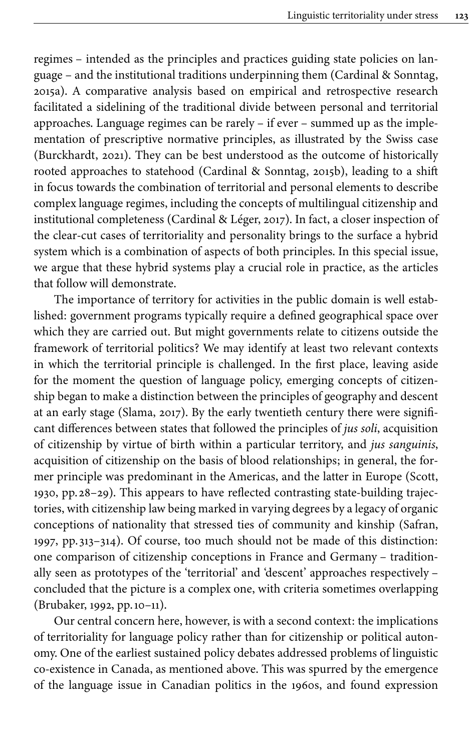regimes – intended as the principles and practices guiding state policies on language – and the institutional traditions underpinning them (Cardinal & Sonntag, 2015a). A comparative analysis based on empirical and retrospective research facilitated a sidelining of the traditional divide between personal and territorial approaches. Language regimes can be rarely – if ever – summed up as the implementation of prescriptive normative principles, as illustrated by the Swiss case (Burckhardt, 2021). They can be best understood as the outcome of historically rooted approaches to statehood (Cardinal & Sonntag, 2015b), leading to a shift in focus towards the combination of territorial and personal elements to describe complex language regimes, including the concepts of multilingual citizenship and institutional completeness (Cardinal & Léger, 2017). In fact, a closer inspection of the clear-cut cases of territoriality and personality brings to the surface a hybrid system which is a combination of aspects of both principles. In this special issue, we argue that these hybrid systems play a crucial role in practice, as the articles that follow will demonstrate.

The importance of territory for activities in the public domain is well established: government programs typically require a defined geographical space over which they are carried out. But might governments relate to citizens outside the framework of territorial politics? We may identify at least two relevant contexts in which the territorial principle is challenged. In the first place, leaving aside for the moment the question of language policy, emerging concepts of citizenship began to make a distinction between the principles of geography and descent at an early stage (Slama, 2017). By the early twentieth century there were significant differences between states that followed the principles of *jus soli*, acquisition of citizenship by virtue of birth within a particular territory, and *jus sanguinis*, acquisition of citizenship on the basis of blood relationships; in general, the former principle was predominant in the Americas, and the latter in Europe (Scott, 1930, pp. 28–29). This appears to have reflected contrasting state-building trajectories, with citizenship law being marked in varying degrees by a legacy of organic conceptions of nationality that stressed ties of community and kinship (Safran, 1997, pp. 313–314). Of course, too much should not be made of this distinction: one comparison of citizenship conceptions in France and Germany – traditionally seen as prototypes of the 'territorial' and 'descent' approaches respectively – concluded that the picture is a complex one, with criteria sometimes overlapping (Brubaker, 1992, pp. 10–11).

Our central concern here, however, is with a second context: the implications of territoriality for language policy rather than for citizenship or political autonomy. One of the earliest sustained policy debates addressed problems of linguistic co-existence in Canada, as mentioned above. This was spurred by the emergence of the language issue in Canadian politics in the 1960s, and found expression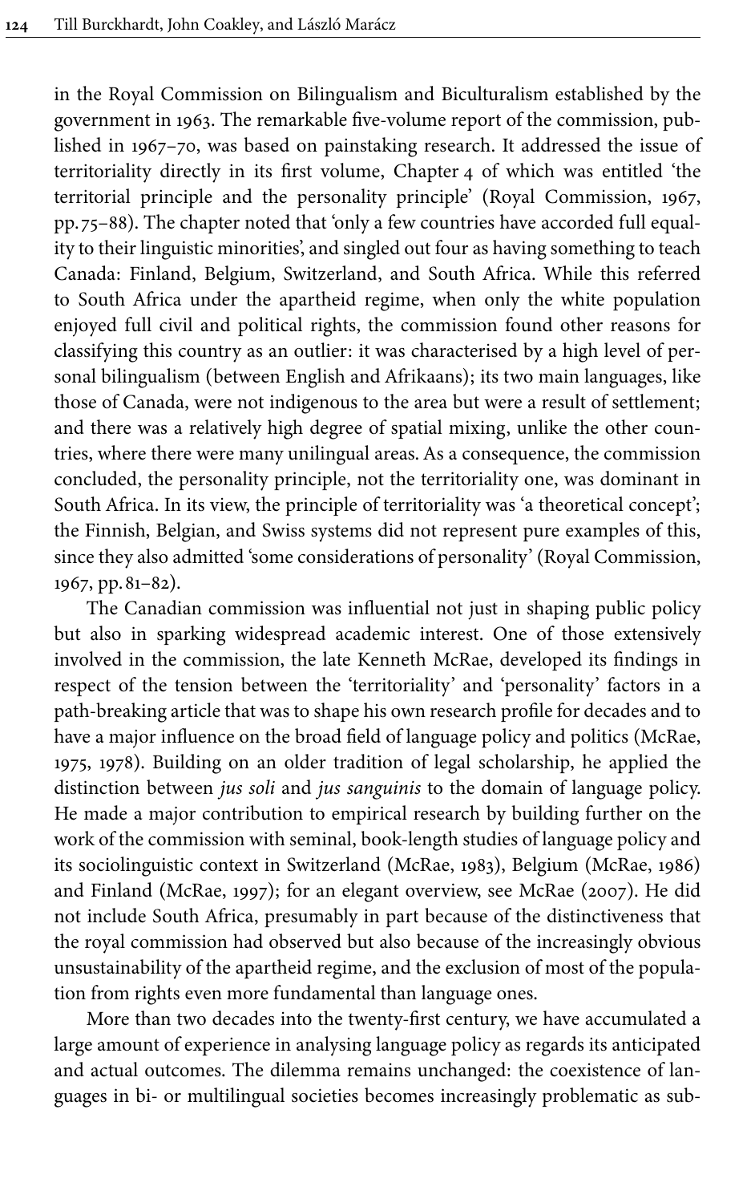in the Royal Commission on Bilingualism and Biculturalism established by the government in 1963. The remarkable five-volume report of the commission, published in 1967–70, was based on painstaking research. It addressed the issue of territoriality directly in its first volume, Chapter 4 of which was entitled 'the territorial principle and the personality principle' (Royal Commission, 1967, pp. 75–88). The chapter noted that 'only a few countries have accorded full equality to their linguistic minorities', and singled out four as having something to teach Canada: Finland, Belgium, Switzerland, and South Africa. While this referred to South Africa under the apartheid regime, when only the white population enjoyed full civil and political rights, the commission found other reasons for classifying this country as an outlier: it was characterised by a high level of personal bilingualism (between English and Afrikaans); its two main languages, like those of Canada, were not indigenous to the area but were a result of settlement; and there was a relatively high degree of spatial mixing, unlike the other countries, where there were many unilingual areas. As a consequence, the commission concluded, the personality principle, not the territoriality one, was dominant in South Africa. In its view, the principle of territoriality was 'a theoretical concept'; the Finnish, Belgian, and Swiss systems did not represent pure examples of this, since they also admitted 'some considerations of personality' (Royal Commission, 1967, pp. 81–82).

The Canadian commission was influential not just in shaping public policy but also in sparking widespread academic interest. One of those extensively involved in the commission, the late Kenneth McRae, developed its findings in respect of the tension between the 'territoriality' and 'personality' factors in a path-breaking article that was to shape his own research profile for decades and to have a major influence on the broad field of language policy and politics (McRae, 1975, 1978). Building on an older tradition of legal scholarship, he applied the distinction between *jus soli* and *jus sanguinis* to the domain of language policy. He made a major contribution to empirical research by building further on the work of the commission with seminal, book-length studies of language policy and its sociolinguistic context in Switzerland (McRae, 1983), Belgium (McRae, 1986) and Finland (McRae, 1997); for an elegant overview, see McRae (2007). He did not include South Africa, presumably in part because of the distinctiveness that the royal commission had observed but also because of the increasingly obvious unsustainability of the apartheid regime, and the exclusion of most of the population from rights even more fundamental than language ones.

More than two decades into the twenty-first century, we have accumulated a large amount of experience in analysing language policy as regards its anticipated and actual outcomes. The dilemma remains unchanged: the coexistence of languages in bi- or multilingual societies becomes increasingly problematic as sub-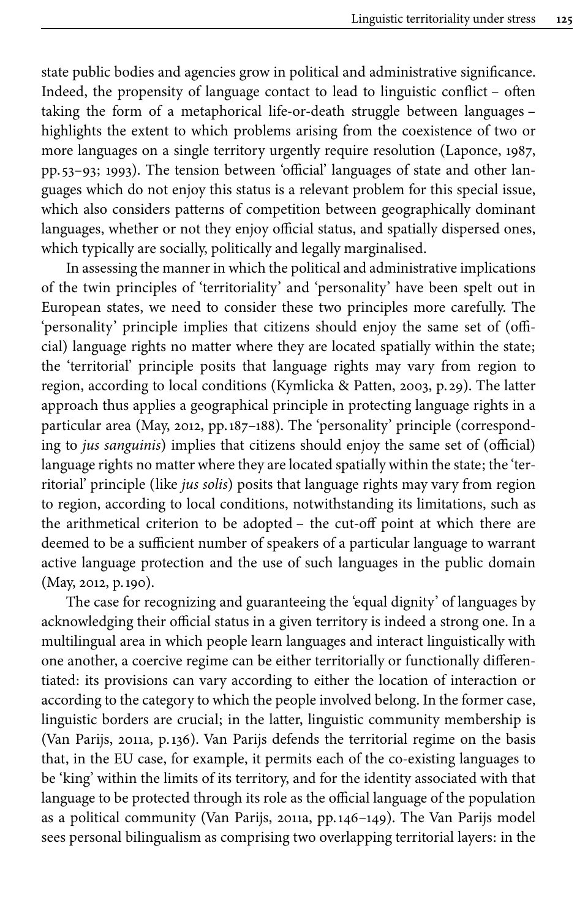state public bodies and agencies grow in political and administrative significance. Indeed, the propensity of language contact to lead to linguistic conflict – often taking the form of a metaphorical life-or-death struggle between languages – highlights the extent to which problems arising from the coexistence of two or more languages on a single territory urgently require resolution (Laponce, 1987, pp.53–93; 1993). The tension between 'official' languages of state and other languages which do not enjoy this status is a relevant problem for this special issue, which also considers patterns of competition between geographically dominant languages, whether or not they enjoy official status, and spatially dispersed ones, which typically are socially, politically and legally marginalised.

In assessing the manner in which the political and administrative implications of the twin principles of 'territoriality' and 'personality' have been spelt out in European states, we need to consider these two principles more carefully. The 'personality' principle implies that citizens should enjoy the same set of (official) language rights no matter where they are located spatially within the state; the 'territorial' principle posits that language rights may vary from region to region, according to local conditions (Kymlicka & Patten, 2003, p.29). The latter approach thus applies a geographical principle in protecting language rights in a particular area (May, 2012, pp.187–188). The 'personality' principle (corresponding to *jus sanguinis*) implies that citizens should enjoy the same set of (official) language rights no matter where they are located spatially within the state; the 'territorial' principle (like *jus solis*) posits that language rights may vary from region to region, according to local conditions, notwithstanding its limitations, such as the arithmetical criterion to be adopted – the cut-off point at which there are deemed to be a sufficient number of speakers of a particular language to warrant active language protection and the use of such languages in the public domain (May, 2012, p.190).

The case for recognizing and guaranteeing the 'equal dignity' of languages by acknowledging their official status in a given territory is indeed a strong one. In a multilingual area in which people learn languages and interact linguistically with one another, a coercive regime can be either territorially or functionally differentiated: its provisions can vary according to either the location of interaction or according to the category to which the people involved belong. In the former case, linguistic borders are crucial; in the latter, linguistic community membership is (Van Parijs, 2011a, p.136). Van Parijs defends the territorial regime on the basis that, in the EU case, for example, it permits each of the co-existing languages to be 'king' within the limits of its territory, and for the identity associated with that language to be protected through its role as the official language of the population as a political community (Van Parijs, 2011a, pp.146–149). The Van Parijs model sees personal bilingualism as comprising two overlapping territorial layers: in the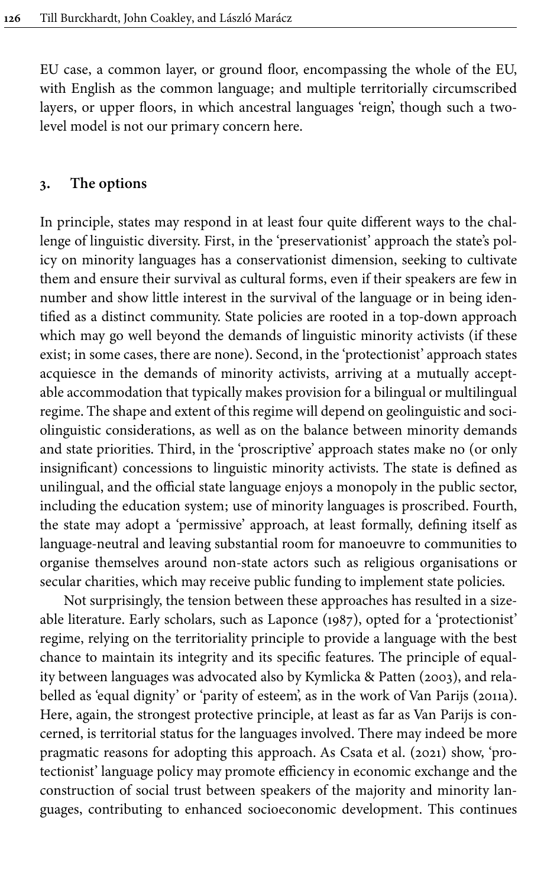EU case, a common layer, or ground floor, encompassing the whole of the EU, with English as the common language; and multiple territorially circumscribed layers, or upper floors, in which ancestral languages 'reign', though such a two-level model is not our primary concern here.

## 3. The options

In principle, states may respond in at least four quite different ways to the challenge of linguistic diversity. First, in the 'preservationist' approach the state's policy on minority languages has a conservationist dimension, seeking to cultivate them and ensure their survival as cultural forms, even if their speakers are few in number and show little interest in the survival of the language or in being identified as a distinct community. State policies are rooted in a top-down approach which may go well beyond the demands of linguistic minority activists (if these exist; in some cases, there are none). Second, in the 'protectionist' approach states acquiesce in the demands of minority activists, arriving at a mutually acceptable accommodation that typically makes provision for a bilingual or multilingual regime. The shape and extent of this regime will depend on geolinguistic and sociolinguistic considerations, as well as on the balance between minority demands and state priorities. Third, in the 'proscriptive' approach states make no (or only insignificant) concessions to linguistic minority activists. The state is defined as unilingual, and the official state language enjoys a monopoly in the public sector, including the education system; use of minority languages is proscribed. Fourth, the state may adopt a 'permissive' approach, at least formally, defining itself as language-neutral and leaving substantial room for manoeuvre to communities to organise themselves around non-state actors such as religious organisations or secular charities, which may receive public funding to implement state policies.

Not surprisingly, the tension between these approaches has resulted in a sizeable literature. Early scholars, such as Laponce (1987), opted for a 'protectionist' regime, relying on the territoriality principle to provide a language with the best chance to maintain its integrity and its specific features. The principle of equality between languages was advocated also by Kymlicka & Patten (2003), and relabelled as 'equal dignity' or 'parity of esteem', as in the work of Van Parijs (2011a). Here, again, the strongest protective principle, at least as far as Van Parijs is concerned, is territorial status for the languages involved. There may indeed be more pragmatic reasons for adopting this approach. As Csata et al. (2021) show, 'protectionist' language policy may promote efficiency in economic exchange and the construction of social trust between speakers of the majority and minority languages, contributing to enhanced socioeconomic development. This continues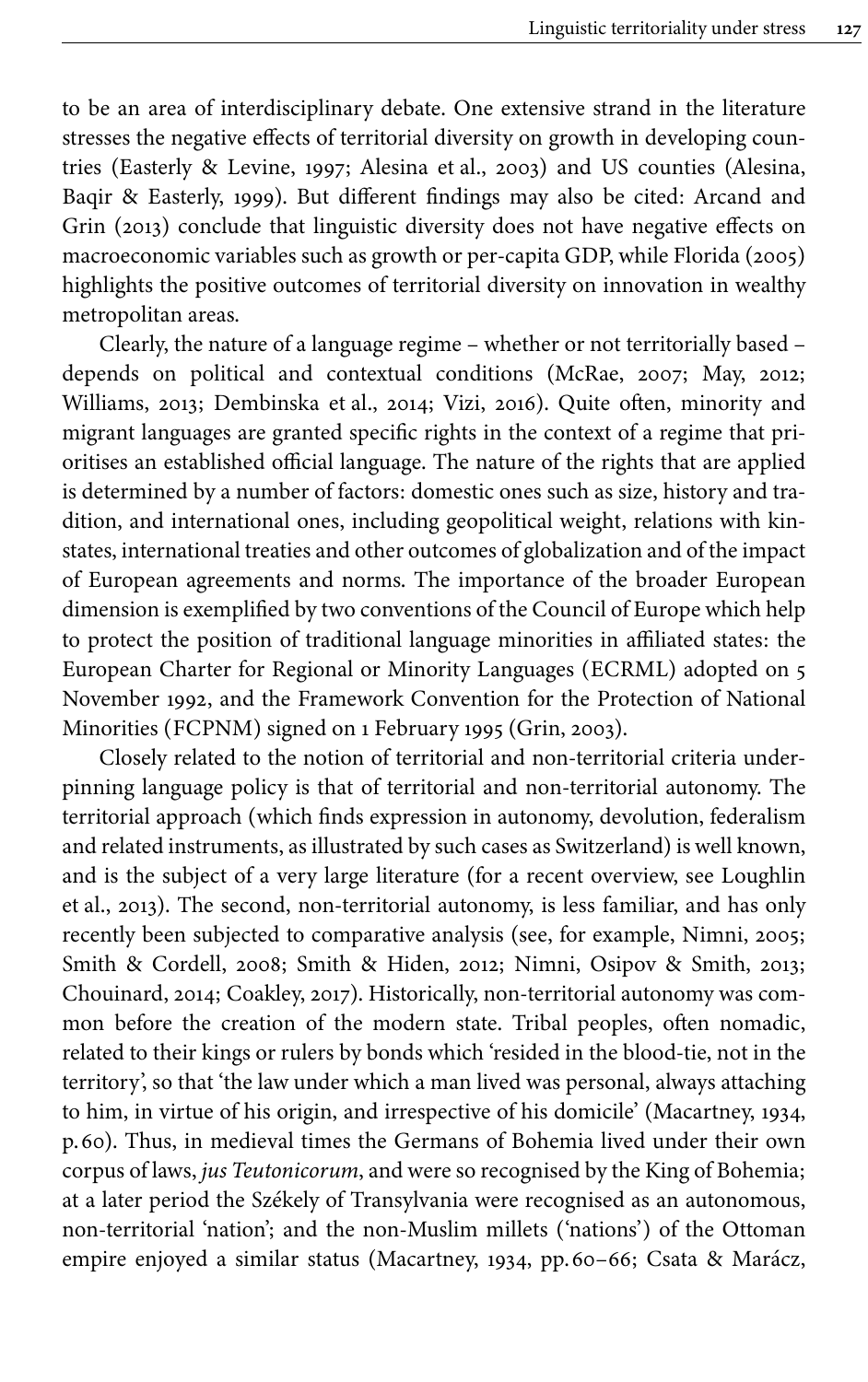to be an area of interdisciplinary debate. One extensive strand in the literature stresses the negative effects of territorial diversity on growth in developing countries (Easterly & Levine, 1997; Alesina et al., 2003) and US counties (Alesina, Baqir & Easterly, 1999). But different findings may also be cited: Arcand and Grin (2013) conclude that linguistic diversity does not have negative effects on macroeconomic variables such as growth or per-capita GDP, while Florida (2005) highlights the positive outcomes of territorial diversity on innovation in wealthy metropolitan areas.

Clearly, the nature of a language regime – whether or not territorially based – depends on political and contextual conditions (McRae, 2007; May, 2012; Williams, 2013; Dembinska et al., 2014; Vizi, 2016). Quite often, minority and migrant languages are granted specific rights in the context of a regime that prioritises an established official language. The nature of the rights that are applied is determined by a number of factors: domestic ones such as size, history and tradition, and international ones, including geopolitical weight, relations with kin-states, international treaties and other outcomes of globalization and of the impact of European agreements and norms. The importance of the broader European dimension is exemplified by two conventions of the Council of Europe which help to protect the position of traditional language minorities in affiliated states: the European Charter for Regional or Minority Languages (ECRML) adopted on 5 November 1992, and the Framework Convention for the Protection of National Minorities (FCPNM) signed on 1 February 1995 (Grin, 2003).

Closely related to the notion of territorial and non-territorial criteria underpinning language policy is that of territorial and non-territorial autonomy. The territorial approach (which finds expression in autonomy, devolution, federalism and related instruments, as illustrated by such cases as Switzerland) is well known, and is the subject of a very large literature (for a recent overview, see Loughlin et al., 2013). The second, non-territorial autonomy, is less familiar, and has only recently been subjected to comparative analysis (see, for example, Nimni, 2005; Smith & Cordell, 2008; Smith & Hiden, 2012; Nimni, Osipov & Smith, 2013; Chouinard, 2014; Coakley, 2017). Historically, non-territorial autonomy was common before the creation of the modern state. Tribal peoples, often nomadic, related to their kings or rulers by bonds which 'resided in the blood-tie, not in the territory', so that 'the law under which a man lived was personal, always attaching to him, in virtue of his origin, and irrespective of his domicile' (Macartney, 1934, p. 60). Thus, in medieval times the Germans of Bohemia lived under their own corpus of laws, *jus Teutonicorum*, and were so recognised by the King of Bohemia; at a later period the Székely of Transylvania were recognised as an autonomous, non-territorial 'nation'; and the non-Muslim millets ('nations') of the Ottoman empire enjoyed a similar status (Macartney, 1934, pp. 60–66; Csata & Marácz,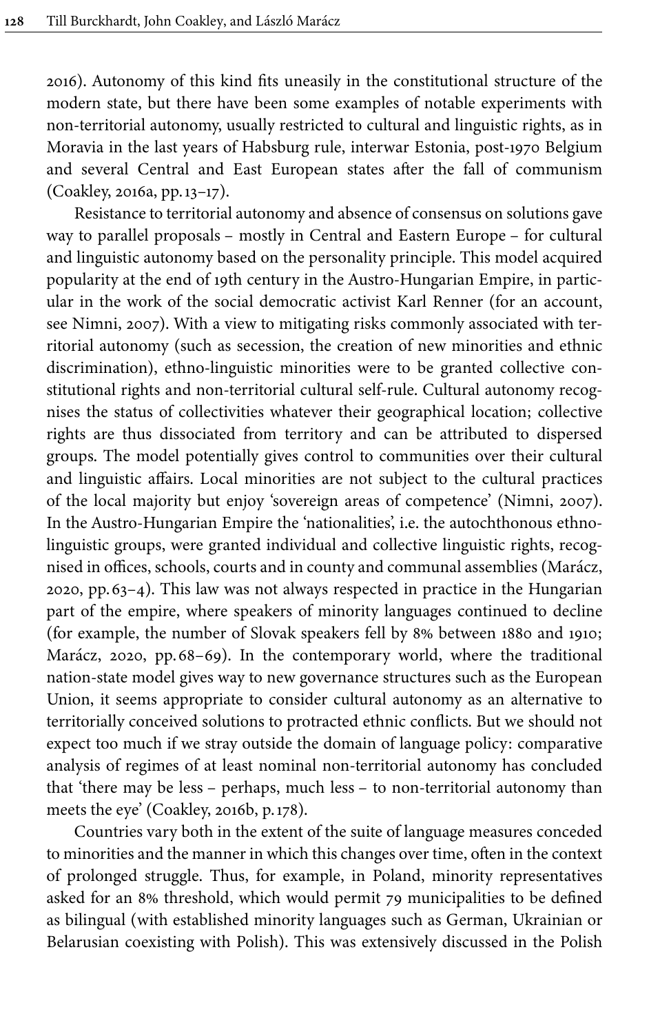2016). Autonomy of this kind fits uneasily in the constitutional structure of the modern state, but there have been some examples of notable experiments with non-territorial autonomy, usually restricted to cultural and linguistic rights, as in Moravia in the last years of Habsburg rule, interwar Estonia, post-1970 Belgium and several Central and East European states after the fall of communism (Coakley, 2016a, pp. 13–17).

Resistance to territorial autonomy and absence of consensus on solutions gave way to parallel proposals – mostly in Central and Eastern Europe – for cultural and linguistic autonomy based on the personality principle. This model acquired popularity at the end of 19th century in the Austro-Hungarian Empire, in particular in the work of the social democratic activist Karl Renner (for an account, see Nimni, 2007). With a view to mitigating risks commonly associated with territorial autonomy (such as secession, the creation of new minorities and ethnic discrimination), ethno-linguistic minorities were to be granted collective constitutional rights and non-territorial cultural self-rule. Cultural autonomy recognises the status of collectivities whatever their geographical location; collective rights are thus dissociated from territory and can be attributed to dispersed groups. The model potentially gives control to communities over their cultural and linguistic affairs. Local minorities are not subject to the cultural practices of the local majority but enjoy 'sovereign areas of competence' (Nimni, 2007). In the Austro-Hungarian Empire the 'nationalities', i.e. the autochthonous ethno-linguistic groups, were granted individual and collective linguistic rights, recognised in offices, schools, courts and in county and communal assemblies (Marácz, 2020, pp. 63–4). This law was not always respected in practice in the Hungarian part of the empire, where speakers of minority languages continued to decline (for example, the number of Slovak speakers fell by 8% between 1880 and 1910; Marácz, 2020, pp. 68–69). In the contemporary world, where the traditional nation-state model gives way to new governance structures such as the European Union, it seems appropriate to consider cultural autonomy as an alternative to territorially conceived solutions to protracted ethnic conflicts. But we should not expect too much if we stray outside the domain of language policy: comparative analysis of regimes of at least nominal non-territorial autonomy has concluded that 'there may be less – perhaps, much less – to non-territorial autonomy than meets the eye' (Coakley, 2016b, p. 178).

Countries vary both in the extent of the suite of language measures conceded to minorities and the manner in which this changes over time, often in the context of prolonged struggle. Thus, for example, in Poland, minority representatives asked for an 8% threshold, which would permit 79 municipalities to be defined as bilingual (with established minority languages such as German, Ukrainian or Belarusian coexisting with Polish). This was extensively discussed in the Polish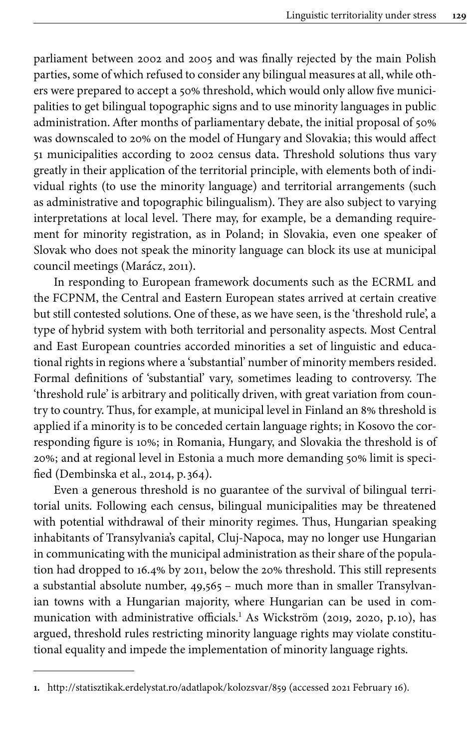parliament between 2002 and 2005 and was finally rejected by the main Polish parties, some of which refused to consider any bilingual measures at all, while others were prepared to accept a 50% threshold, which would only allow five municipalities to get bilingual topographic signs and to use minority languages in public administration. After months of parliamentary debate, the initial proposal of 50% was downscaled to 20% on the model of Hungary and Slovakia; this would affect 51 municipalities according to 2002 census data. Threshold solutions thus vary greatly in their application of the territorial principle, with elements both of individual rights (to use the minority language) and territorial arrangements (such as administrative and topographic bilingualism). They are also subject to varying interpretations at local level. There may, for example, be a demanding requirement for minority registration, as in Poland; in Slovakia, even one speaker of Slovak who does not speak the minority language can block its use at municipal council meetings (Marácz, 2011).

In responding to European framework documents such as the ECRML and the FCPNM, the Central and Eastern European states arrived at certain creative but still contested solutions. One of these, as we have seen, is the 'threshold rule', a type of hybrid system with both territorial and personality aspects. Most Central and East European countries accorded minorities a set of linguistic and educational rights in regions where a 'substantial' number of minority members resided. Formal definitions of 'substantial' vary, sometimes leading to controversy. The 'threshold rule' is arbitrary and politically driven, with great variation from country to country. Thus, for example, at municipal level in Finland an 8% threshold is applied if a minority is to be conceded certain language rights; in Kosovo the corresponding figure is 10%; in Romania, Hungary, and Slovakia the threshold is of 20%; and at regional level in Estonia a much more demanding 50% limit is specified (Dembinska et al., 2014, p. 364).

Even a generous threshold is no guarantee of the survival of bilingual territorial units. Following each census, bilingual municipalities may be threatened with potential withdrawal of their minority regimes. Thus, Hungarian speaking inhabitants of Transylvania's capital, Cluj-Napoca, may no longer use Hungarian in communicating with the municipal administration as their share of the population had dropped to 16.4% by 2011, below the 20% threshold. This still represents a substantial absolute number, 49,565 – much more than in smaller Transylvanian towns with a Hungarian majority, where Hungarian can be used in communication with administrative officials.[1] As Wickström (2019, 2020, p. 10), has argued, threshold rules restricting minority language rights may violate constitutional equality and impede the implementation of minority language rights.

---

1. http://statisztikak.erdelystat.ro/adatlapok/kolozsvar/859 (accessed 2021 February 16).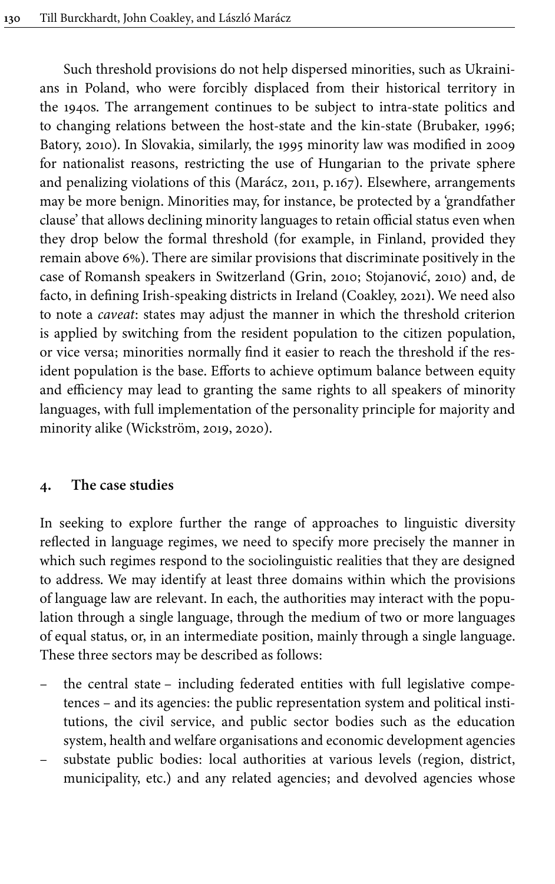Such threshold provisions do not help dispersed minorities, such as Ukrainians in Poland, who were forcibly displaced from their historical territory in the 1940s. The arrangement continues to be subject to intra-state politics and to changing relations between the host-state and the kin-state (Brubaker, 1996; Batory, 2010). In Slovakia, similarly, the 1995 minority law was modified in 2009 for nationalist reasons, restricting the use of Hungarian to the private sphere and penalizing violations of this (Marácz, 2011, p. 167). Elsewhere, arrangements may be more benign. Minorities may, for instance, be protected by a 'grandfather clause' that allows declining minority languages to retain official status even when they drop below the formal threshold (for example, in Finland, provided they remain above 6%). There are similar provisions that discriminate positively in the case of Romansh speakers in Switzerland (Grin, 2010; Stojanović, 2010) and, de facto, in defining Irish-speaking districts in Ireland (Coakley, 2021). We need also to note a *caveat*: states may adjust the manner in which the threshold criterion is applied by switching from the resident population to the citizen population, or vice versa; minorities normally find it easier to reach the threshold if the resident population is the base. Efforts to achieve optimum balance between equity and efficiency may lead to granting the same rights to all speakers of minority languages, with full implementation of the personality principle for majority and minority alike (Wickström, 2019, 2020).

## 4. The case studies

In seeking to explore further the range of approaches to linguistic diversity reflected in language regimes, we need to specify more precisely the manner in which such regimes respond to the sociolinguistic realities that they are designed to address. We may identify at least three domains within which the provisions of language law are relevant. In each, the authorities may interact with the population through a single language, through the medium of two or more languages of equal status, or, in an intermediate position, mainly through a single language. These three sectors may be described as follows:

- the central state – including federated entities with full legislative competences – and its agencies: the public representation system and political institutions, the civil service, and public sector bodies such as the education system, health and welfare organisations and economic development agencies
- substate public bodies: local authorities at various levels (region, district, municipality, etc.) and any related agencies; and devolved agencies whose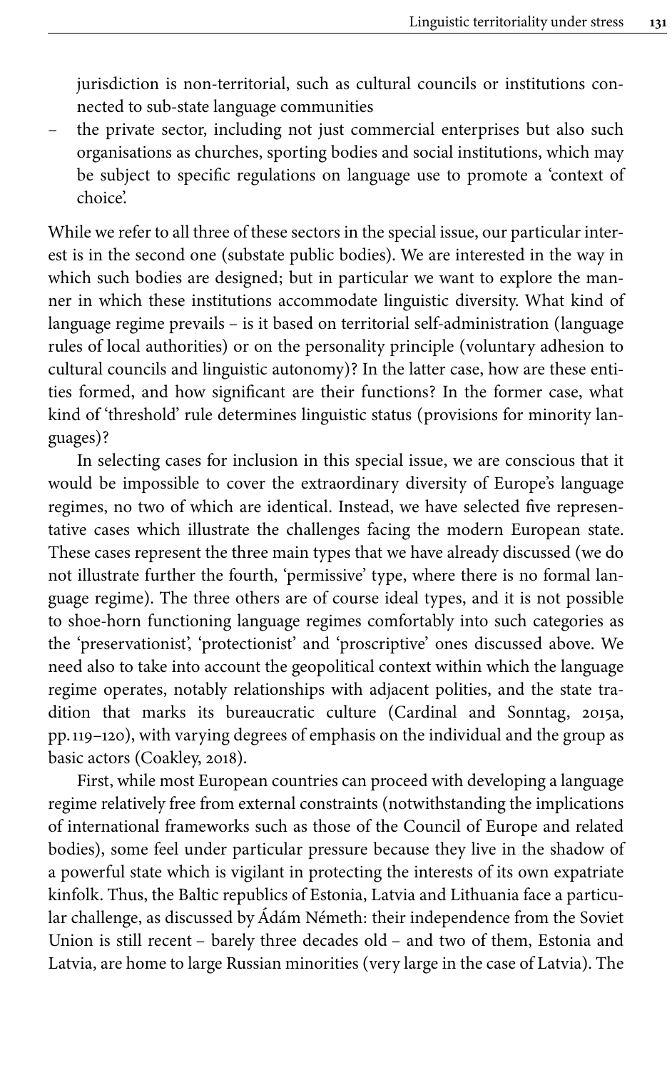jurisdiction is non-territorial, such as cultural councils or institutions connected to sub-state language communities

- the private sector, including not just commercial enterprises but also such organisations as churches, sporting bodies and social institutions, which may be subject to specific regulations on language use to promote a 'context of choice'.

While we refer to all three of these sectors in the special issue, our particular interest is in the second one (substate public bodies). We are interested in the way in which such bodies are designed; but in particular we want to explore the manner in which these institutions accommodate linguistic diversity. What kind of language regime prevails – is it based on territorial self-administration (language rules of local authorities) or on the personality principle (voluntary adhesion to cultural councils and linguistic autonomy)? In the latter case, how are these entities formed, and how significant are their functions? In the former case, what kind of 'threshold' rule determines linguistic status (provisions for minority languages)?

In selecting cases for inclusion in this special issue, we are conscious that it would be impossible to cover the extraordinary diversity of Europe's language regimes, no two of which are identical. Instead, we have selected five representative cases which illustrate the challenges facing the modern European state. These cases represent the three main types that we have already discussed (we do not illustrate further the fourth, 'permissive' type, where there is no formal language regime). The three others are of course ideal types, and it is not possible to shoe-horn functioning language regimes comfortably into such categories as the 'preservationist', 'protectionist' and 'proscriptive' ones discussed above. We need also to take into account the geopolitical context within which the language regime operates, notably relationships with adjacent polities, and the state tradition that marks its bureaucratic culture (Cardinal and Sonntag, 2015a, pp. 119–120), with varying degrees of emphasis on the individual and the group as basic actors (Coakley, 2018).

First, while most European countries can proceed with developing a language regime relatively free from external constraints (notwithstanding the implications of international frameworks such as those of the Council of Europe and related bodies), some feel under particular pressure because they live in the shadow of a powerful state which is vigilant in protecting the interests of its own expatriate kinfolk. Thus, the Baltic republics of Estonia, Latvia and Lithuania face a particular challenge, as discussed by Ádám Németh: their independence from the Soviet Union is still recent – barely three decades old – and two of them, Estonia and Latvia, are home to large Russian minorities (very large in the case of Latvia). The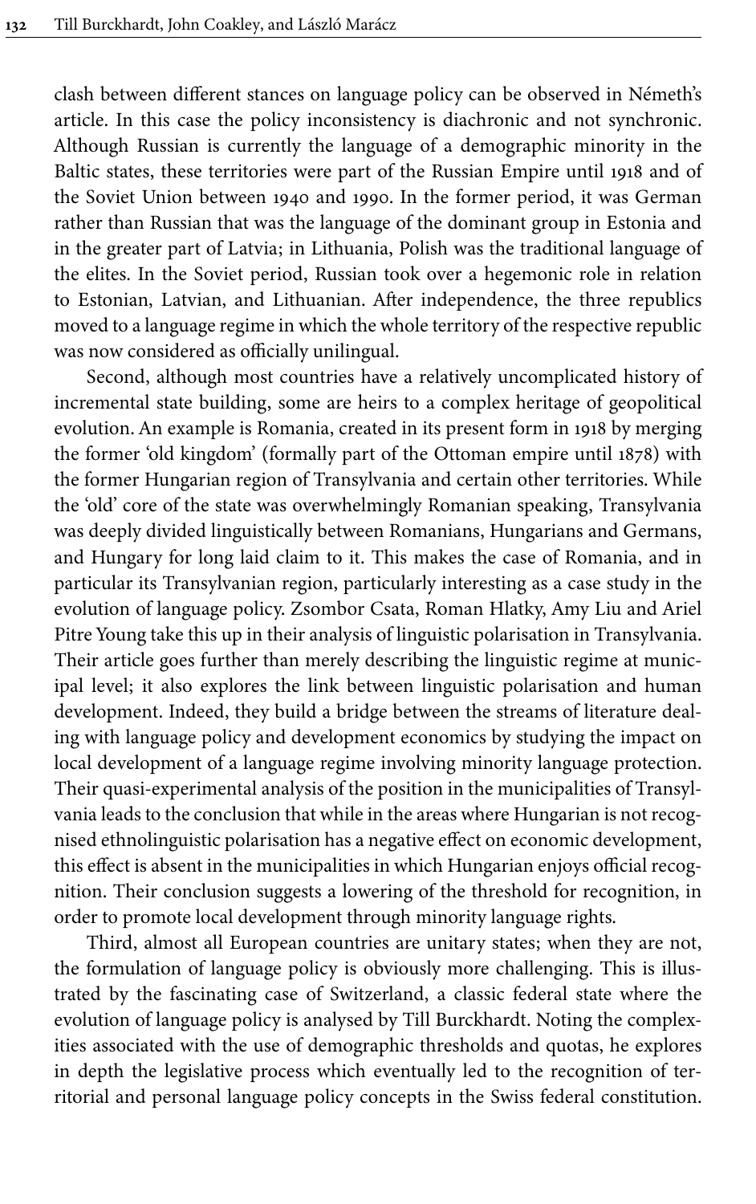clash between different stances on language policy can be observed in Németh's article. In this case the policy inconsistency is diachronic and not synchronic. Although Russian is currently the language of a demographic minority in the Baltic states, these territories were part of the Russian Empire until 1918 and of the Soviet Union between 1940 and 1990. In the former period, it was German rather than Russian that was the language of the dominant group in Estonia and in the greater part of Latvia; in Lithuania, Polish was the traditional language of the elites. In the Soviet period, Russian took over a hegemonic role in relation to Estonian, Latvian, and Lithuanian. After independence, the three republics moved to a language regime in which the whole territory of the respective republic was now considered as officially unilingual.

Second, although most countries have a relatively uncomplicated history of incremental state building, some are heirs to a complex heritage of geopolitical evolution. An example is Romania, created in its present form in 1918 by merging the former 'old kingdom' (formally part of the Ottoman empire until 1878) with the former Hungarian region of Transylvania and certain other territories. While the 'old' core of the state was overwhelmingly Romanian speaking, Transylvania was deeply divided linguistically between Romanians, Hungarians and Germans, and Hungary for long laid claim to it. This makes the case of Romania, and in particular its Transylvanian region, particularly interesting as a case study in the evolution of language policy. Zsombor Csata, Roman Hlatky, Amy Liu and Ariel Pitre Young take this up in their analysis of linguistic polarisation in Transylvania. Their article goes further than merely describing the linguistic regime at municipal level; it also explores the link between linguistic polarisation and human development. Indeed, they build a bridge between the streams of literature dealing with language policy and development economics by studying the impact on local development of a language regime involving minority language protection. Their quasi-experimental analysis of the position in the municipalities of Transylvania leads to the conclusion that while in the areas where Hungarian is not recognised ethnolinguistic polarisation has a negative effect on economic development, this effect is absent in the municipalities in which Hungarian enjoys official recognition. Their conclusion suggests a lowering of the threshold for recognition, in order to promote local development through minority language rights.

Third, almost all European countries are unitary states; when they are not, the formulation of language policy is obviously more challenging. This is illustrated by the fascinating case of Switzerland, a classic federal state where the evolution of language policy is analysed by Till Burckhardt. Noting the complexities associated with the use of demographic thresholds and quotas, he explores in depth the legislative process which eventually led to the recognition of territorial and personal language policy concepts in the Swiss federal constitution.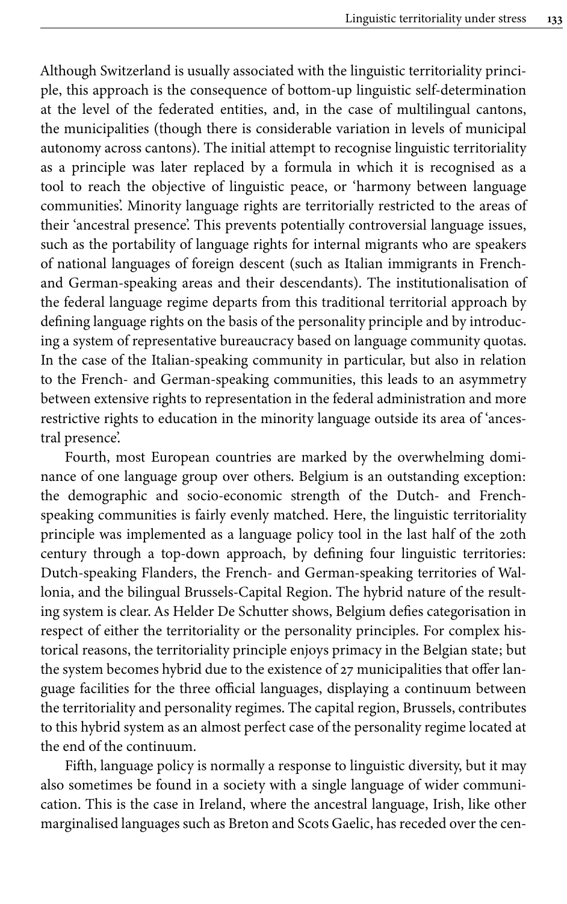Although Switzerland is usually associated with the linguistic territoriality principle, this approach is the consequence of bottom-up linguistic self-determination at the level of the federated entities, and, in the case of multilingual cantons, the municipalities (though there is considerable variation in levels of municipal autonomy across cantons). The initial attempt to recognise linguistic territoriality as a principle was later replaced by a formula in which it is recognised as a tool to reach the objective of linguistic peace, or 'harmony between language communities'. Minority language rights are territorially restricted to the areas of their 'ancestral presence'. This prevents potentially controversial language issues, such as the portability of language rights for internal migrants who are speakers of national languages of foreign descent (such as Italian immigrants in French- and German-speaking areas and their descendants). The institutionalisation of the federal language regime departs from this traditional territorial approach by defining language rights on the basis of the personality principle and by introducing a system of representative bureaucracy based on language community quotas. In the case of the Italian-speaking community in particular, but also in relation to the French- and German-speaking communities, this leads to an asymmetry between extensive rights to representation in the federal administration and more restrictive rights to education in the minority language outside its area of 'ancestral presence'.

Fourth, most European countries are marked by the overwhelming dominance of one language group over others. Belgium is an outstanding exception: the demographic and socio-economic strength of the Dutch- and French-speaking communities is fairly evenly matched. Here, the linguistic territoriality principle was implemented as a language policy tool in the last half of the 20th century through a top-down approach, by defining four linguistic territories: Dutch-speaking Flanders, the French- and German-speaking territories of Wallonia, and the bilingual Brussels-Capital Region. The hybrid nature of the resulting system is clear. As Helder De Schutter shows, Belgium defies categorisation in respect of either the territoriality or the personality principles. For complex historical reasons, the territoriality principle enjoys primacy in the Belgian state; but the system becomes hybrid due to the existence of 27 municipalities that offer language facilities for the three official languages, displaying a continuum between the territoriality and personality regimes. The capital region, Brussels, contributes to this hybrid system as an almost perfect case of the personality regime located at the end of the continuum.

Fifth, language policy is normally a response to linguistic diversity, but it may also sometimes be found in a society with a single language of wider communication. This is the case in Ireland, where the ancestral language, Irish, like other marginalised languages such as Breton and Scots Gaelic, has receded over the cen-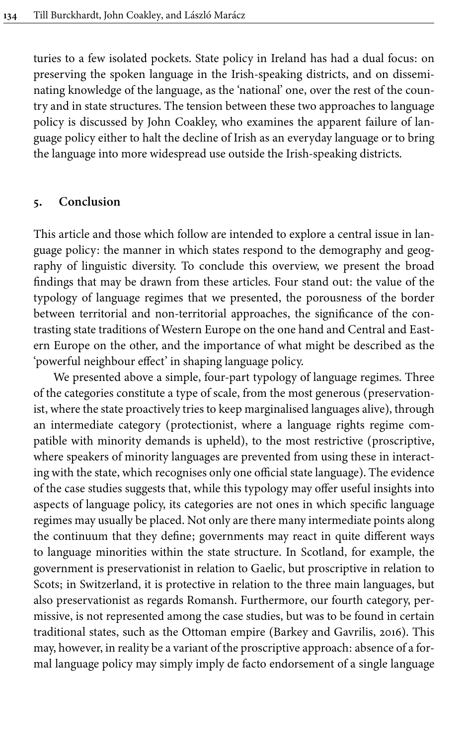turies to a few isolated pockets. State policy in Ireland has had a dual focus: on preserving the spoken language in the Irish-speaking districts, and on disseminating knowledge of the language, as the 'national' one, over the rest of the country and in state structures. The tension between these two approaches to language policy is discussed by John Coakley, who examines the apparent failure of language policy either to halt the decline of Irish as an everyday language or to bring the language into more widespread use outside the Irish-speaking districts.

## 5. Conclusion

This article and those which follow are intended to explore a central issue in language policy: the manner in which states respond to the demography and geography of linguistic diversity. To conclude this overview, we present the broad findings that may be drawn from these articles. Four stand out: the value of the typology of language regimes that we presented, the porousness of the border between territorial and non-territorial approaches, the significance of the contrasting state traditions of Western Europe on the one hand and Central and Eastern Europe on the other, and the importance of what might be described as the 'powerful neighbour effect' in shaping language policy.

We presented above a simple, four-part typology of language regimes. Three of the categories constitute a type of scale, from the most generous (preservationist, where the state proactively tries to keep marginalised languages alive), through an intermediate category (protectionist, where a language rights regime compatible with minority demands is upheld), to the most restrictive (proscriptive, where speakers of minority languages are prevented from using these in interacting with the state, which recognises only one official state language). The evidence of the case studies suggests that, while this typology may offer useful insights into aspects of language policy, its categories are not ones in which specific language regimes may usually be placed. Not only are there many intermediate points along the continuum that they define; governments may react in quite different ways to language minorities within the state structure. In Scotland, for example, the government is preservationist in relation to Gaelic, but proscriptive in relation to Scots; in Switzerland, it is protective in relation to the three main languages, but also preservationist as regards Romansh. Furthermore, our fourth category, permissive, is not represented among the case studies, but was to be found in certain traditional states, such as the Ottoman empire (Barkey and Gavrilis, 2016). This may, however, in reality be a variant of the proscriptive approach: absence of a formal language policy may simply imply de facto endorsement of a single language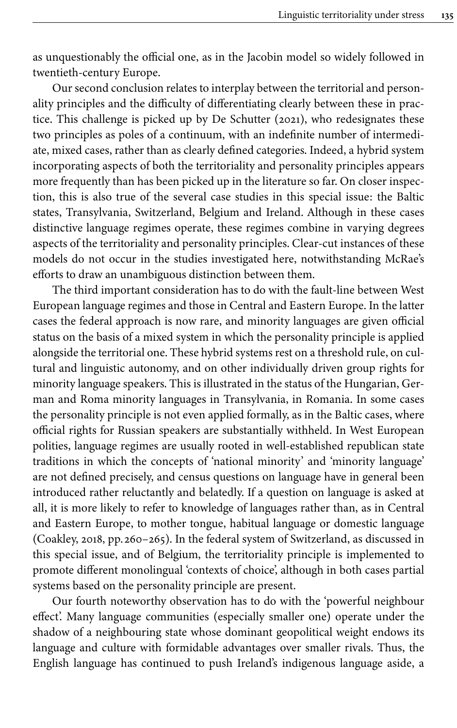as unquestionably the official one, as in the Jacobin model so widely followed in twentieth-century Europe.

Our second conclusion relates to interplay between the territorial and personality principles and the difficulty of differentiating clearly between these in practice. This challenge is picked up by De Schutter (2021), who redesignates these two principles as poles of a continuum, with an indefinite number of intermediate, mixed cases, rather than as clearly defined categories. Indeed, a hybrid system incorporating aspects of both the territoriality and personality principles appears more frequently than has been picked up in the literature so far. On closer inspection, this is also true of the several case studies in this special issue: the Baltic states, Transylvania, Switzerland, Belgium and Ireland. Although in these cases distinctive language regimes operate, these regimes combine in varying degrees aspects of the territoriality and personality principles. Clear-cut instances of these models do not occur in the studies investigated here, notwithstanding McRae's efforts to draw an unambiguous distinction between them.

The third important consideration has to do with the fault-line between West European language regimes and those in Central and Eastern Europe. In the latter cases the federal approach is now rare, and minority languages are given official status on the basis of a mixed system in which the personality principle is applied alongside the territorial one. These hybrid systems rest on a threshold rule, on cultural and linguistic autonomy, and on other individually driven group rights for minority language speakers. This is illustrated in the status of the Hungarian, German and Roma minority languages in Transylvania, in Romania. In some cases the personality principle is not even applied formally, as in the Baltic cases, where official rights for Russian speakers are substantially withheld. In West European polities, language regimes are usually rooted in well-established republican state traditions in which the concepts of 'national minority' and 'minority language' are not defined precisely, and census questions on language have in general been introduced rather reluctantly and belatedly. If a question on language is asked at all, it is more likely to refer to knowledge of languages rather than, as in Central and Eastern Europe, to mother tongue, habitual language or domestic language (Coakley, 2018, pp. 260–265). In the federal system of Switzerland, as discussed in this special issue, and of Belgium, the territoriality principle is implemented to promote different monolingual 'contexts of choice', although in both cases partial systems based on the personality principle are present.

Our fourth noteworthy observation has to do with the 'powerful neighbour effect'. Many language communities (especially smaller one) operate under the shadow of a neighbouring state whose dominant geopolitical weight endows its language and culture with formidable advantages over smaller rivals. Thus, the English language has continued to push Ireland's indigenous language aside, a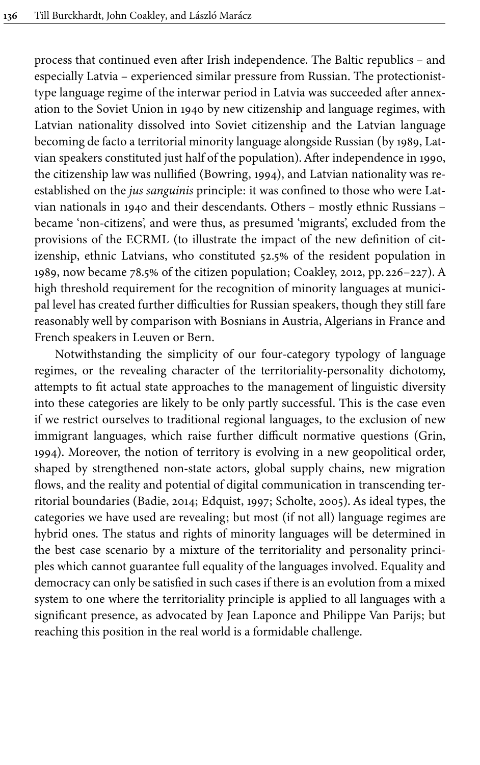process that continued even after Irish independence. The Baltic republics – and especially Latvia – experienced similar pressure from Russian. The protectionist-type language regime of the interwar period in Latvia was succeeded after annexation to the Soviet Union in 1940 by new citizenship and language regimes, with Latvian nationality dissolved into Soviet citizenship and the Latvian language becoming de facto a territorial minority language alongside Russian (by 1989, Latvian speakers constituted just half of the population). After independence in 1990, the citizenship law was nullified (Bowring, 1994), and Latvian nationality was re-established on the *jus sanguinis* principle: it was confined to those who were Latvian nationals in 1940 and their descendants. Others – mostly ethnic Russians – became 'non-citizens', and were thus, as presumed 'migrants', excluded from the provisions of the ECRML (to illustrate the impact of the new definition of citizenship, ethnic Latvians, who constituted 52.5% of the resident population in 1989, now became 78.5% of the citizen population; Coakley, 2012, pp. 226–227). A high threshold requirement for the recognition of minority languages at municipal level has created further difficulties for Russian speakers, though they still fare reasonably well by comparison with Bosnians in Austria, Algerians in France and French speakers in Leuven or Bern.

Notwithstanding the simplicity of our four-category typology of language regimes, or the revealing character of the territoriality-personality dichotomy, attempts to fit actual state approaches to the management of linguistic diversity into these categories are likely to be only partly successful. This is the case even if we restrict ourselves to traditional regional languages, to the exclusion of new immigrant languages, which raise further difficult normative questions (Grin, 1994). Moreover, the notion of territory is evolving in a new geopolitical order, shaped by strengthened non-state actors, global supply chains, new migration flows, and the reality and potential of digital communication in transcending territorial boundaries (Badie, 2014; Edquist, 1997; Scholte, 2005). As ideal types, the categories we have used are revealing; but most (if not all) language regimes are hybrid ones. The status and rights of minority languages will be determined in the best case scenario by a mixture of the territoriality and personality principles which cannot guarantee full equality of the languages involved. Equality and democracy can only be satisfied in such cases if there is an evolution from a mixed system to one where the territoriality principle is applied to all languages with a significant presence, as advocated by Jean Laponce and Philippe Van Parijs; but reaching this position in the real world is a formidable challenge.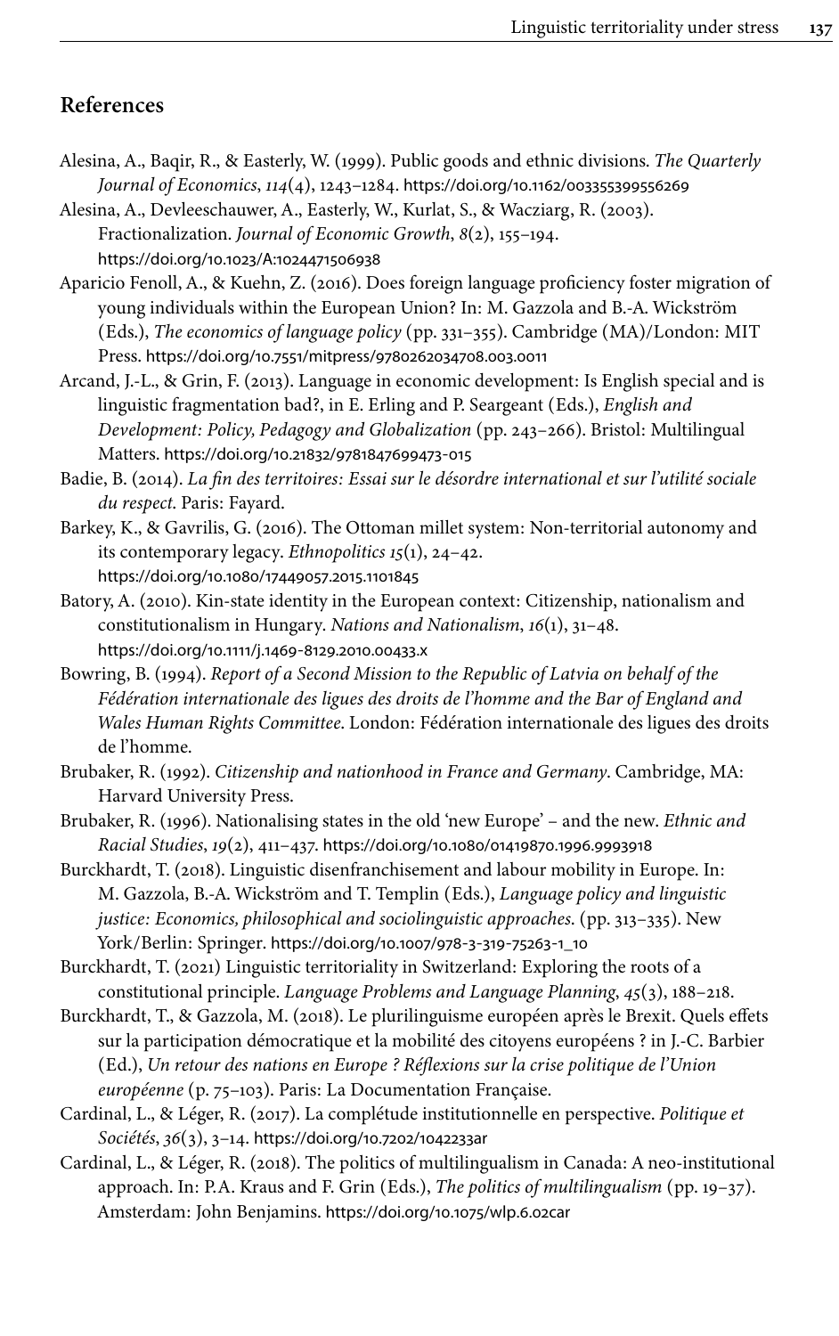## References

Alesina, A., Baqir, R., & Easterly, W. (1999). Public goods and ethnic divisions. *The Quarterly Journal of Economics*, *114*(4), 1243–1284. https://doi.org/10.1162/003355399556269

Alesina, A., Devleeschauwer, A., Easterly, W., Kurlat, S., & Wacziarg, R. (2003). Fractionalization. *Journal of Economic Growth*, *8*(2), 155–194. https://doi.org/10.1023/A:1024471506938

Aparicio Fenoll, A., & Kuehn, Z. (2016). Does foreign language proficiency foster migration of young individuals within the European Union? In: M. Gazzola and B.-A. Wickström (Eds.), *The economics of language policy* (pp. 331–355). Cambridge (MA)/London: MIT Press. https://doi.org/10.7551/mitpress/9780262034708.003.0011

Arcand, J.-L., & Grin, F. (2013). Language in economic development: Is English special and is linguistic fragmentation bad?, in E. Erling and P. Seargeant (Eds.), *English and Development: Policy, Pedagogy and Globalization* (pp. 243–266). Bristol: Multilingual Matters. https://doi.org/10.21832/9781847699473-015

Badie, B. (2014). *La fin des territoires: Essai sur le désordre international et sur l'utilité sociale du respect*. Paris: Fayard.

Barkey, K., & Gavrilis, G. (2016). The Ottoman millet system: Non-territorial autonomy and its contemporary legacy. *Ethnopolitics 15*(1), 24–42. https://doi.org/10.1080/17449057.2015.1101845

Batory, A. (2010). Kin-state identity in the European context: Citizenship, nationalism and constitutionalism in Hungary. *Nations and Nationalism*, *16*(1), 31–48. https://doi.org/10.1111/j.1469-8129.2010.00433.x

Bowring, B. (1994). *Report of a Second Mission to the Republic of Latvia on behalf of the Fédération internationale des ligues des droits de l'homme and the Bar of England and Wales Human Rights Committee*. London: Fédération internationale des ligues des droits de l'homme.

Brubaker, R. (1992). *Citizenship and nationhood in France and Germany*. Cambridge, MA: Harvard University Press.

Brubaker, R. (1996). Nationalising states in the old 'new Europe' – and the new. *Ethnic and Racial Studies*, *19*(2), 411–437. https://doi.org/10.1080/01419870.1996.9993918

Burckhardt, T. (2018). Linguistic disenfranchisement and labour mobility in Europe. In: M. Gazzola, B.-A. Wickström and T. Templin (Eds.), *Language policy and linguistic justice: Economics, philosophical and sociolinguistic approaches*. (pp. 313–335). New York/Berlin: Springer. https://doi.org/10.1007/978-3-319-75263-1_10

Burckhardt, T. (2021) Linguistic territoriality in Switzerland: Exploring the roots of a constitutional principle. *Language Problems and Language Planning*, *45*(3), 188–218.

Burckhardt, T., & Gazzola, M. (2018). Le plurilinguisme européen après le Brexit. Quels effets sur la participation démocratique et la mobilité des citoyens européens ? in J.-C. Barbier (Ed.), *Un retour des nations en Europe ? Réflexions sur la crise politique de l'Union européenne* (p. 75–103). Paris: La Documentation Française.

Cardinal, L., & Léger, R. (2017). La complétude institutionnelle en perspective. *Politique et Sociétés*, *36*(3), 3–14. https://doi.org/10.7202/1042233ar

Cardinal, L., & Léger, R. (2018). The politics of multilingualism in Canada: A neo-institutional approach. In: P.A. Kraus and F. Grin (Eds.), *The politics of multilingualism* (pp. 19–37). Amsterdam: John Benjamins. https://doi.org/10.1075/wlp.6.02car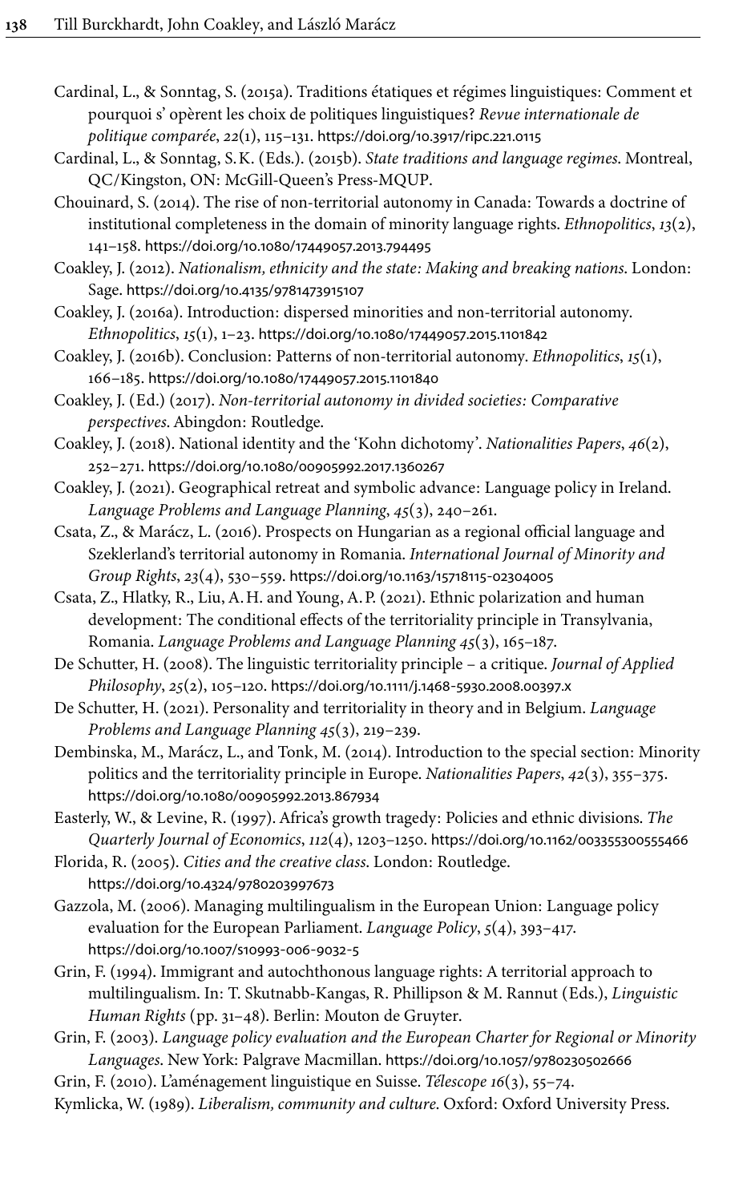Cardinal, L., & Sonntag, S. (2015a). Traditions étatiques et régimes linguistiques: Comment et pourquoi s' opèrent les choix de politiques linguistiques? *Revue internationale de politique comparée*, *22*(1), 115–131. https://doi.org/10.3917/ripc.221.0115

Cardinal, L., & Sonntag, S.K. (Eds.). (2015b). *State traditions and language regimes*. Montreal, QC/Kingston, ON: McGill-Queen's Press-MQUP.

Chouinard, S. (2014). The rise of non-territorial autonomy in Canada: Towards a doctrine of institutional completeness in the domain of minority language rights. *Ethnopolitics*, *13*(2), 141–158. https://doi.org/10.1080/17449057.2013.794495

Coakley, J. (2012). *Nationalism, ethnicity and the state: Making and breaking nations*. London: Sage. https://doi.org/10.4135/9781473915107

Coakley, J. (2016a). Introduction: dispersed minorities and non-territorial autonomy. *Ethnopolitics*, *15*(1), 1–23. https://doi.org/10.1080/17449057.2015.1101842

Coakley, J. (2016b). Conclusion: Patterns of non-territorial autonomy. *Ethnopolitics*, *15*(1), 166–185. https://doi.org/10.1080/17449057.2015.1101840

Coakley, J. (Ed.) (2017). *Non-territorial autonomy in divided societies: Comparative perspectives*. Abingdon: Routledge.

Coakley, J. (2018). National identity and the 'Kohn dichotomy'. *Nationalities Papers*, *46*(2), 252–271. https://doi.org/10.1080/00905992.2017.1360267

Coakley, J. (2021). Geographical retreat and symbolic advance: Language policy in Ireland. *Language Problems and Language Planning*, *45*(3), 240–261.

Csata, Z., & Marácz, L. (2016). Prospects on Hungarian as a regional official language and Szeklerland's territorial autonomy in Romania. *International Journal of Minority and Group Rights*, *23*(4), 530–559. https://doi.org/10.1163/15718115-02304005

Csata, Z., Hlatky, R., Liu, A.H. and Young, A.P. (2021). Ethnic polarization and human development: The conditional effects of the territoriality principle in Transylvania, Romania. *Language Problems and Language Planning 45*(3), 165–187.

De Schutter, H. (2008). The linguistic territoriality principle – a critique. *Journal of Applied Philosophy*, *25*(2), 105–120. https://doi.org/10.1111/j.1468-5930.2008.00397.x

De Schutter, H. (2021). Personality and territoriality in theory and in Belgium. *Language Problems and Language Planning 45*(3), 219–239.

Dembinska, M., Marácz, L., and Tonk, M. (2014). Introduction to the special section: Minority politics and the territoriality principle in Europe. *Nationalities Papers*, *42*(3), 355–375. https://doi.org/10.1080/00905992.2013.867934

Easterly, W., & Levine, R. (1997). Africa's growth tragedy: Policies and ethnic divisions. *The Quarterly Journal of Economics*, *112*(4), 1203–1250. https://doi.org/10.1162/003355300555466

Florida, R. (2005). *Cities and the creative class*. London: Routledge. https://doi.org/10.4324/9780203997673

Gazzola, M. (2006). Managing multilingualism in the European Union: Language policy evaluation for the European Parliament. *Language Policy*, *5*(4), 393–417. https://doi.org/10.1007/s10993-006-9032-5

Grin, F. (1994). Immigrant and autochthonous language rights: A territorial approach to multilingualism. In: T. Skutnabb-Kangas, R. Phillipson & M. Rannut (Eds.), *Linguistic Human Rights* (pp. 31–48). Berlin: Mouton de Gruyter.

Grin, F. (2003). *Language policy evaluation and the European Charter for Regional or Minority Languages*. New York: Palgrave Macmillan. https://doi.org/10.1057/9780230502666

Grin, F. (2010). L'aménagement linguistique en Suisse. *Télescope 16*(3), 55–74.

Kymlicka, W. (1989). *Liberalism, community and culture*. Oxford: Oxford University Press.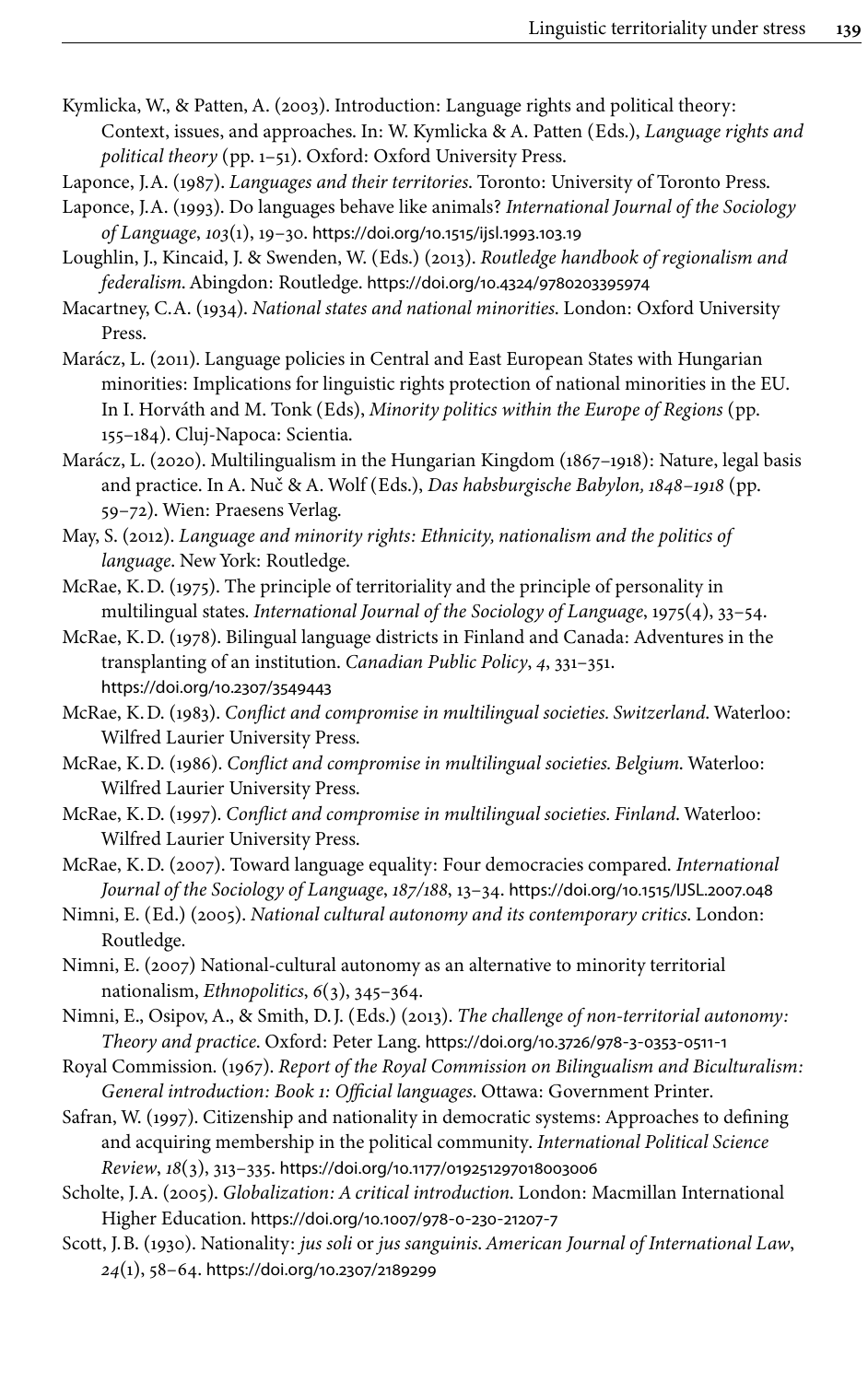Kymlicka, W., & Patten, A. (2003). Introduction: Language rights and political theory: Context, issues, and approaches. In: W. Kymlicka & A. Patten (Eds.), *Language rights and political theory* (pp. 1–51). Oxford: Oxford University Press.

Laponce, J.A. (1987). *Languages and their territories*. Toronto: University of Toronto Press.

Laponce, J.A. (1993). Do languages behave like animals? *International Journal of the Sociology of Language*, *103*(1), 19–30. https://doi.org/10.1515/ijsl.1993.103.19

Loughlin, J., Kincaid, J. & Swenden, W. (Eds.) (2013). *Routledge handbook of regionalism and federalism*. Abingdon: Routledge. https://doi.org/10.4324/9780203395974

Macartney, C.A. (1934). *National states and national minorities*. London: Oxford University Press.

Marácz, L. (2011). Language policies in Central and East European States with Hungarian minorities: Implications for linguistic rights protection of national minorities in the EU. In I. Horváth and M. Tonk (Eds), *Minority politics within the Europe of Regions* (pp. 155–184). Cluj-Napoca: Scientia.

Marácz, L. (2020). Multilingualism in the Hungarian Kingdom (1867–1918): Nature, legal basis and practice. In A. Nuč & A. Wolf (Eds.), *Das habsburgische Babylon, 1848–1918* (pp. 59–72). Wien: Praesens Verlag.

May, S. (2012). *Language and minority rights: Ethnicity, nationalism and the politics of language*. New York: Routledge.

McRae, K.D. (1975). The principle of territoriality and the principle of personality in multilingual states. *International Journal of the Sociology of Language*, 1975(4), 33–54.

McRae, K.D. (1978). Bilingual language districts in Finland and Canada: Adventures in the transplanting of an institution. *Canadian Public Policy*, *4*, 331–351. https://doi.org/10.2307/3549443

McRae, K.D. (1983). *Conflict and compromise in multilingual societies. Switzerland*. Waterloo: Wilfred Laurier University Press.

McRae, K.D. (1986). *Conflict and compromise in multilingual societies. Belgium*. Waterloo: Wilfred Laurier University Press.

McRae, K.D. (1997). *Conflict and compromise in multilingual societies. Finland*. Waterloo: Wilfred Laurier University Press.

McRae, K.D. (2007). Toward language equality: Four democracies compared. *International Journal of the Sociology of Language*, *187/188*, 13–34. https://doi.org/10.1515/IJSL.2007.048

Nimni, E. (Ed.) (2005). *National cultural autonomy and its contemporary critics*. London: Routledge.

Nimni, E. (2007) National-cultural autonomy as an alternative to minority territorial nationalism, *Ethnopolitics*, *6*(3), 345–364.

Nimni, E., Osipov, A., & Smith, D.J. (Eds.) (2013). *The challenge of non-territorial autonomy: Theory and practice*. Oxford: Peter Lang. https://doi.org/10.3726/978-3-0353-0511-1

Royal Commission. (1967). *Report of the Royal Commission on Bilingualism and Biculturalism: General introduction: Book 1: Official languages*. Ottawa: Government Printer.

Safran, W. (1997). Citizenship and nationality in democratic systems: Approaches to defining and acquiring membership in the political community. *International Political Science Review*, *18*(3), 313–335. https://doi.org/10.1177/019251297018003006

Scholte, J.A. (2005). *Globalization: A critical introduction*. London: Macmillan International Higher Education. https://doi.org/10.1007/978-0-230-21207-7

Scott, J.B. (1930). Nationality: *jus soli* or *jus sanguinis*. *American Journal of International Law*, *24*(1), 58–64. https://doi.org/10.2307/2189299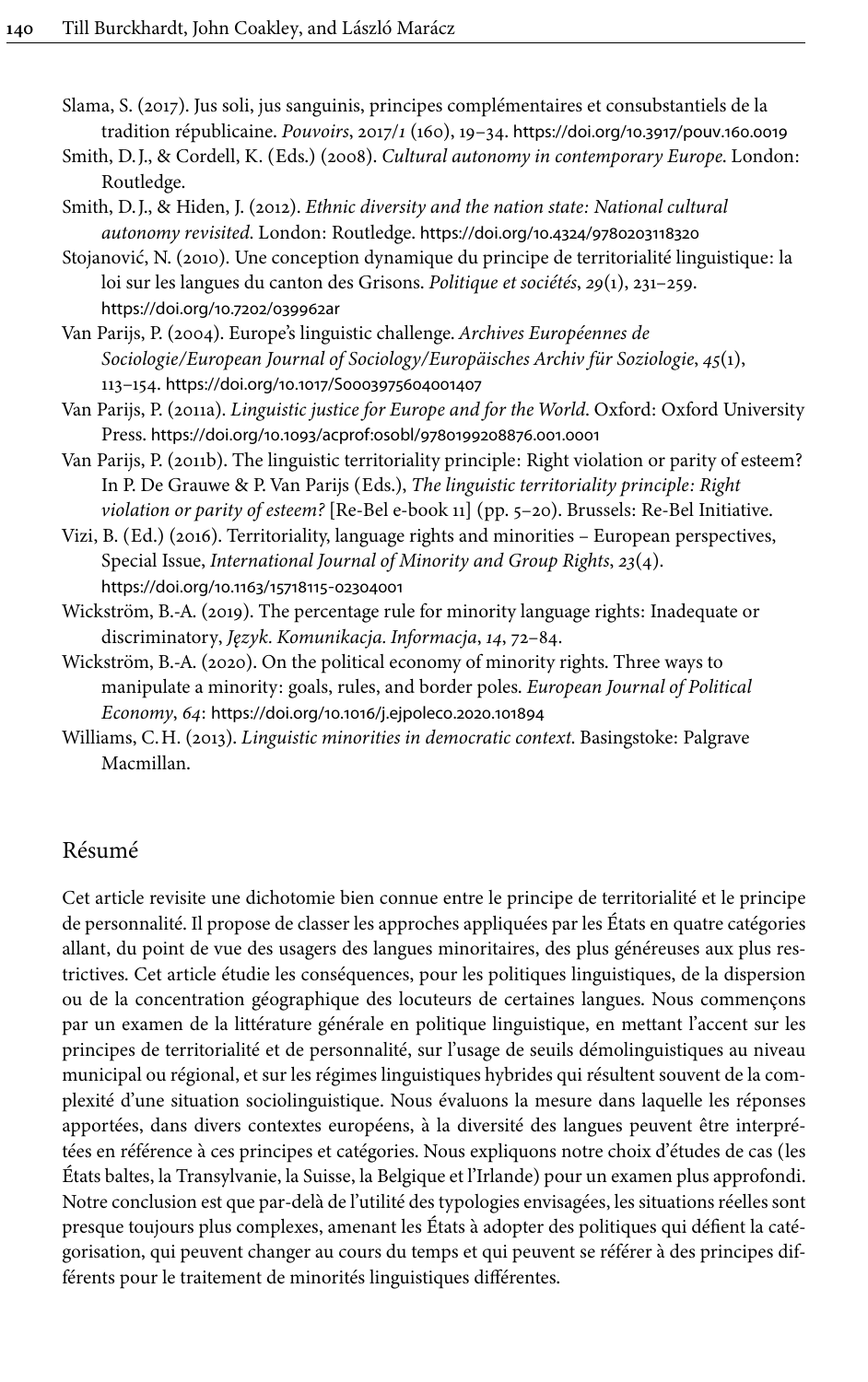Slama, S. (2017). Jus soli, jus sanguinis, principes complémentaires et consubstantiels de la tradition républicaine. *Pouvoirs*, 2017/1 (160), 19–34. https://doi.org/10.3917/pouv.160.0019

Smith, D.J., & Cordell, K. (Eds.) (2008). *Cultural autonomy in contemporary Europe*. London: Routledge.

Smith, D.J., & Hiden, J. (2012). *Ethnic diversity and the nation state: National cultural autonomy revisited*. London: Routledge. https://doi.org/10.4324/9780203118320

Stojanović, N. (2010). Une conception dynamique du principe de territorialité linguistique: la loi sur les langues du canton des Grisons. *Politique et sociétés*, *29*(1), 231–259. https://doi.org/10.7202/039962ar

Van Parijs, P. (2004). Europe's linguistic challenge. *Archives Européennes de Sociologie/European Journal of Sociology/Europäisches Archiv für Soziologie*, *45*(1), 113–154. https://doi.org/10.1017/S0003975604001407

Van Parijs, P. (2011a). *Linguistic justice for Europe and for the World*. Oxford: Oxford University Press. https://doi.org/10.1093/acprof:osobl/9780199208876.001.0001

Van Parijs, P. (2011b). The linguistic territoriality principle: Right violation or parity of esteem? In P. De Grauwe & P. Van Parijs (Eds.), *The linguistic territoriality principle: Right violation or parity of esteem?* [Re-Bel e-book 11] (pp. 5–20). Brussels: Re-Bel Initiative.

Vizi, B. (Ed.) (2016). Territoriality, language rights and minorities – European perspectives, Special Issue, *International Journal of Minority and Group Rights*, *23*(4). https://doi.org/10.1163/15718115-02304001

Wickström, B.-A. (2019). The percentage rule for minority language rights: Inadequate or discriminatory, *Język. Komunikacja. Informacja*, *14*, 72–84.

Wickström, B.-A. (2020). On the political economy of minority rights. Three ways to manipulate a minority: goals, rules, and border poles. *European Journal of Political Economy*, *64*: https://doi.org/10.1016/j.ejpoleco.2020.101894

Williams, C.H. (2013). *Linguistic minorities in democratic context*. Basingstoke: Palgrave Macmillan.

## Résumé

Cet article revisite une dichotomie bien connue entre le principe de territorialité et le principe de personnalité. Il propose de classer les approches appliquées par les États en quatre catégories allant, du point de vue des usagers des langues minoritaires, des plus généreuses aux plus restrictives. Cet article étudie les conséquences, pour les politiques linguistiques, de la dispersion ou de la concentration géographique des locuteurs de certaines langues. Nous commençons par un examen de la littérature générale en politique linguistique, en mettant l'accent sur les principes de territorialité et de personnalité, sur l'usage de seuils démolinguistiques au niveau municipal ou régional, et sur les régimes linguistiques hybrides qui résultent souvent de la complexité d'une situation sociolinguistique. Nous évaluons la mesure dans laquelle les réponses apportées, dans divers contextes européens, à la diversité des langues peuvent être interprétées en référence à ces principes et catégories. Nous expliquons notre choix d'études de cas (les États baltes, la Transylvanie, la Suisse, la Belgique et l'Irlande) pour un examen plus approfondi. Notre conclusion est que par-delà de l'utilité des typologies envisagées, les situations réelles sont presque toujours plus complexes, amenant les États à adopter des politiques qui défient la catégorisation, qui peuvent changer au cours du temps et qui peuvent se référer à des principes différents pour le traitement de minorités linguistiques différentes.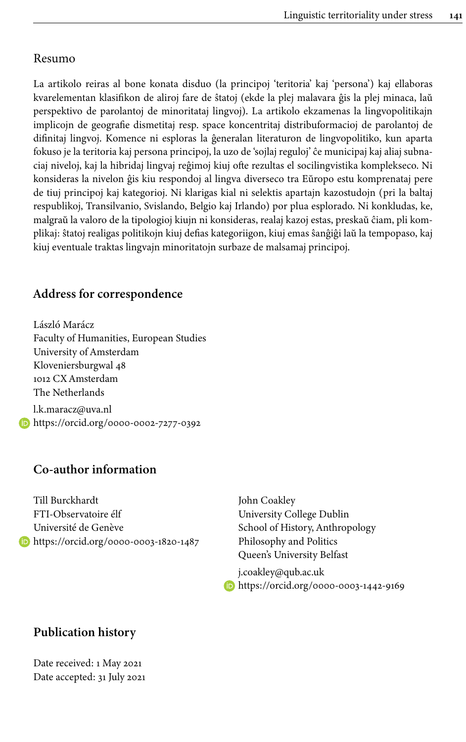## Resumo

La artikolo reiras al bone konata disduo (la principoj 'teritoria' kaj 'persona') kaj ellaboras kvarelementan klasifikon de aliroj fare de ŝtatoj (ekde la plej malavara ĝis la plej minaca, laŭ perspektivo de parolantoj de minoritataj lingvoj). La artikolo ekzamenas la lingvopolitikajn implicojn de geografie dismetitaj resp. space koncentritaj distribuformacioj de parolantoj de difinitaj lingvoj. Komence ni esploras la ĝeneralan literaturon de lingvopolitiko, kun aparta fokuso je la teritoria kaj persona principoj, la uzo de 'sojlaj reguloj' ĉe municipaj kaj aliaj subnaciaj niveloj, kaj la hibridaj lingvaj reĝimoj kiuj ofte rezultas el socilingvistika kompleksecо. Ni konsideras la nivelon ĝis kiu respondoj al lingva diverseco tra Eŭropo estu komprenataj pere de tiuj principoj kaj kategorioj. Ni klarigas kial ni selektis apartajn kazostudojn (pri la baltaj respublikoj, Transilvanio, Svislando, Belgio kaj Irlando) por plua esplorado. Ni konkludas, ke, malgraŭ la valoro de la tipologioj kiujn ni konsideras, realaj kazoj estas, preskaŭ ĉiam, pli komplikaj: ŝtatoj realigas politikojn kiuj defias kategoriigon, kiuj emas ŝanĝiĝi laŭ la tempopaso, kaj kiuj eventuale traktas lingvajn minoritatojn surbaze de malsamaj principoj.

## Address for correspondence

László Marácz
Faculty of Humanities, European Studies
University of Amsterdam
Kloveniersburgwal 48
1012 CX Amsterdam
The Netherlands

l.k.maracz@uva.nl
https://orcid.org/0000-0002-7277-0392

## Co-author information

Till Burckhardt
FTI-Observatoire élf
Université de Genève
https://orcid.org/0000-0003-1820-1487

John Coakley
University College Dublin
School of History, Anthropology
Philosophy and Politics
Queen's University Belfast

j.coakley@qub.ac.uk
https://orcid.org/0000-0003-1442-9169

## Publication history

Date received: 1 May 2021
Date accepted: 31 July 2021